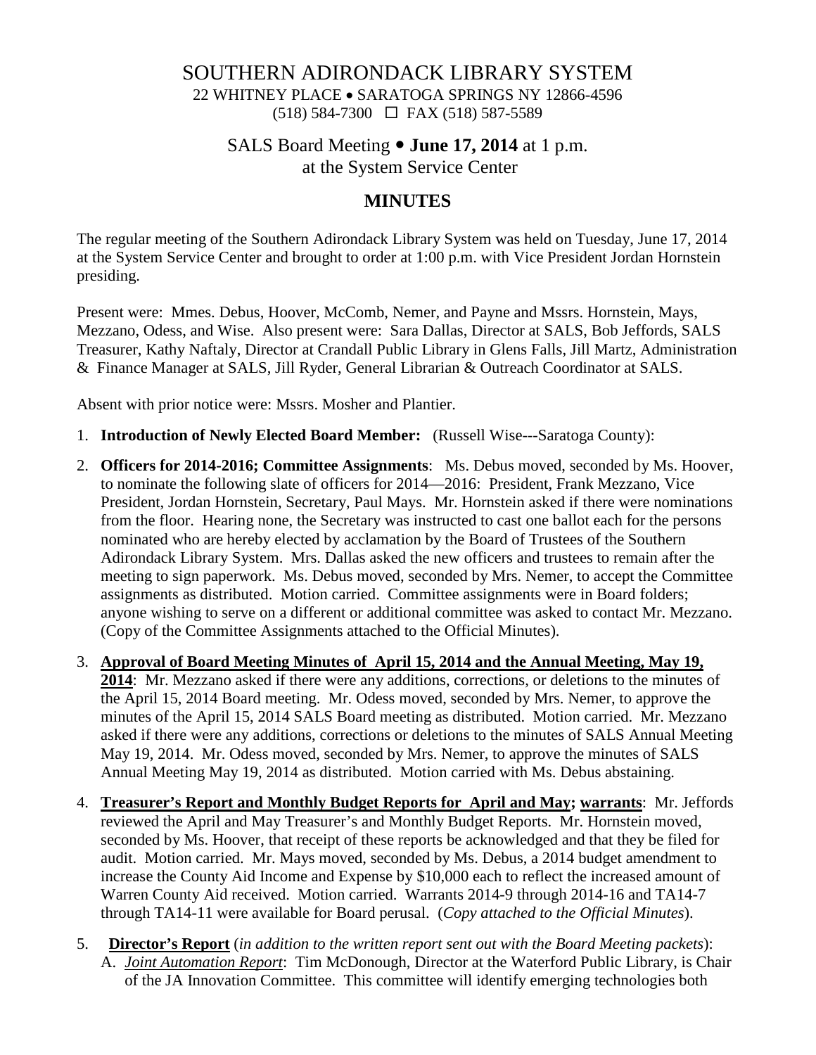# SOUTHERN ADIRONDACK LIBRARY SYSTEM

22 WHITNEY PLACE • SARATOGA SPRINGS NY 12866-4596
(518) 584-7300 ☐ FAX (518) 587-5589

## SALS Board Meeting • **June 17, 2014** at 1 p.m.
at the System Service Center

## MINUTES

The regular meeting of the Southern Adirondack Library System was held on Tuesday, June 17, 2014 at the System Service Center and brought to order at 1:00 p.m. with Vice President Jordan Hornstein presiding.

Present were: Mmes. Debus, Hoover, McComb, Nemer, and Payne and Mssrs. Hornstein, Mays, Mezzano, Odess, and Wise. Also present were: Sara Dallas, Director at SALS, Bob Jeffords, SALS Treasurer, Kathy Naftaly, Director at Crandall Public Library in Glens Falls, Jill Martz, Administration & Finance Manager at SALS, Jill Ryder, General Librarian & Outreach Coordinator at SALS.

Absent with prior notice were: Mssrs. Mosher and Plantier.

1. **Introduction of Newly Elected Board Member:** (Russell Wise---Saratoga County):

2. **Officers for 2014-2016; Committee Assignments**: Ms. Debus moved, seconded by Ms. Hoover, to nominate the following slate of officers for 2014—2016: President, Frank Mezzano, Vice President, Jordan Hornstein, Secretary, Paul Mays. Mr. Hornstein asked if there were nominations from the floor. Hearing none, the Secretary was instructed to cast one ballot each for the persons nominated who are hereby elected by acclamation by the Board of Trustees of the Southern Adirondack Library System. Mrs. Dallas asked the new officers and trustees to remain after the meeting to sign paperwork. Ms. Debus moved, seconded by Mrs. Nemer, to accept the Committee assignments as distributed. Motion carried. Committee assignments were in Board folders; anyone wishing to serve on a different or additional committee was asked to contact Mr. Mezzano. (Copy of the Committee Assignments attached to the Official Minutes).

3. **<u>Approval of Board Meeting Minutes of April 15, 2014 and the Annual Meeting, May 19, 2014</u>**: Mr. Mezzano asked if there were any additions, corrections, or deletions to the minutes of the April 15, 2014 Board meeting. Mr. Odess moved, seconded by Mrs. Nemer, to approve the minutes of the April 15, 2014 SALS Board meeting as distributed. Motion carried. Mr. Mezzano asked if there were any additions, corrections or deletions to the minutes of SALS Annual Meeting May 19, 2014. Mr. Odess moved, seconded by Mrs. Nemer, to approve the minutes of SALS Annual Meeting May 19, 2014 as distributed. Motion carried with Ms. Debus abstaining.

4. **<u>Treasurer's Report and Monthly Budget Reports for April and May; warrants</u>**: Mr. Jeffords reviewed the April and May Treasurer's and Monthly Budget Reports. Mr. Hornstein moved, seconded by Ms. Hoover, that receipt of these reports be acknowledged and that they be filed for audit. Motion carried. Mr. Mays moved, seconded by Ms. Debus, a 2014 budget amendment to increase the County Aid Income and Expense by $10,000 each to reflect the increased amount of Warren County Aid received. Motion carried. Warrants 2014-9 through 2014-16 and TA14-7 through TA14-11 were available for Board perusal. (*Copy attached to the Official Minutes*).

5. **<u>Director's Report</u>** (*in addition to the written report sent out with the Board Meeting packets*):
   A. *<u>Joint Automation Report</u>*: Tim McDonough, Director at the Waterford Public Library, is Chair of the JA Innovation Committee. This committee will identify emerging technologies both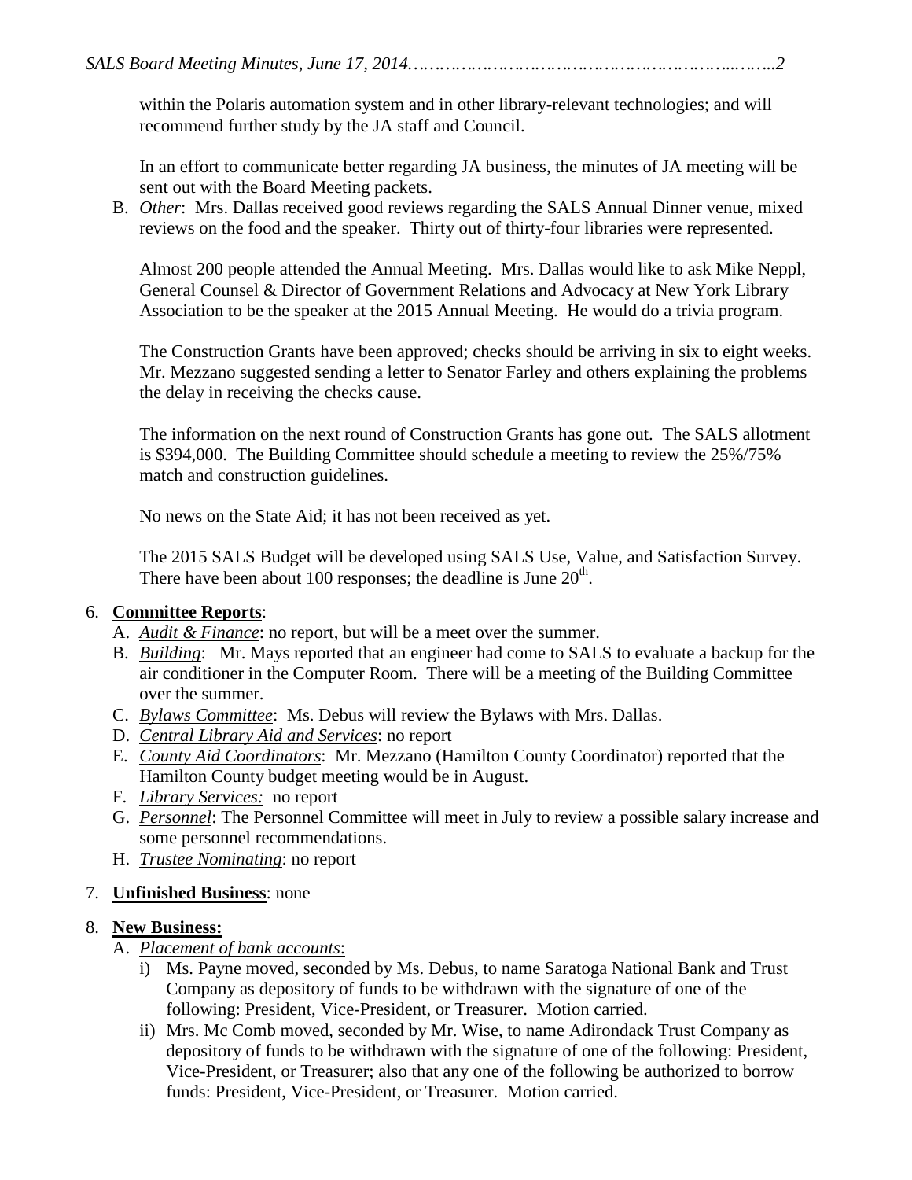within the Polaris automation system and in other library-relevant technologies; and will recommend further study by the JA staff and Council.

In an effort to communicate better regarding JA business, the minutes of JA meeting will be sent out with the Board Meeting packets.

B. *Other*: Mrs. Dallas received good reviews regarding the SALS Annual Dinner venue, mixed reviews on the food and the speaker. Thirty out of thirty-four libraries were represented.

Almost 200 people attended the Annual Meeting. Mrs. Dallas would like to ask Mike Neppl, General Counsel & Director of Government Relations and Advocacy at New York Library Association to be the speaker at the 2015 Annual Meeting. He would do a trivia program.

The Construction Grants have been approved; checks should be arriving in six to eight weeks. Mr. Mezzano suggested sending a letter to Senator Farley and others explaining the problems the delay in receiving the checks cause.

The information on the next round of Construction Grants has gone out. The SALS allotment is $394,000. The Building Committee should schedule a meeting to review the 25%/75% match and construction guidelines.

No news on the State Aid; it has not been received as yet.

The 2015 SALS Budget will be developed using SALS Use, Value, and Satisfaction Survey. There have been about 100 responses; the deadline is June 20th.

6. **Committee Reports**:
   A. *Audit & Finance*: no report, but will be a meet over the summer.
   B. *Building*: Mr. Mays reported that an engineer had come to SALS to evaluate a backup for the air conditioner in the Computer Room. There will be a meeting of the Building Committee over the summer.
   C. *Bylaws Committee*: Ms. Debus will review the Bylaws with Mrs. Dallas.
   D. *Central Library Aid and Services*: no report
   E. *County Aid Coordinators*: Mr. Mezzano (Hamilton County Coordinator) reported that the Hamilton County budget meeting would be in August.
   F. *Library Services:* no report
   G. *Personnel*: The Personnel Committee will meet in July to review a possible salary increase and some personnel recommendations.
   H. *Trustee Nominating*: no report

7. **Unfinished Business**: none

8. **New Business:**
   A. *Placement of bank accounts*:
      i) Ms. Payne moved, seconded by Ms. Debus, to name Saratoga National Bank and Trust Company as depository of funds to be withdrawn with the signature of one of the following: President, Vice-President, or Treasurer. Motion carried.
      ii) Mrs. Mc Comb moved, seconded by Mr. Wise, to name Adirondack Trust Company as depository of funds to be withdrawn with the signature of one of the following: President, Vice-President, or Treasurer; also that any one of the following be authorized to borrow funds: President, Vice-President, or Treasurer. Motion carried.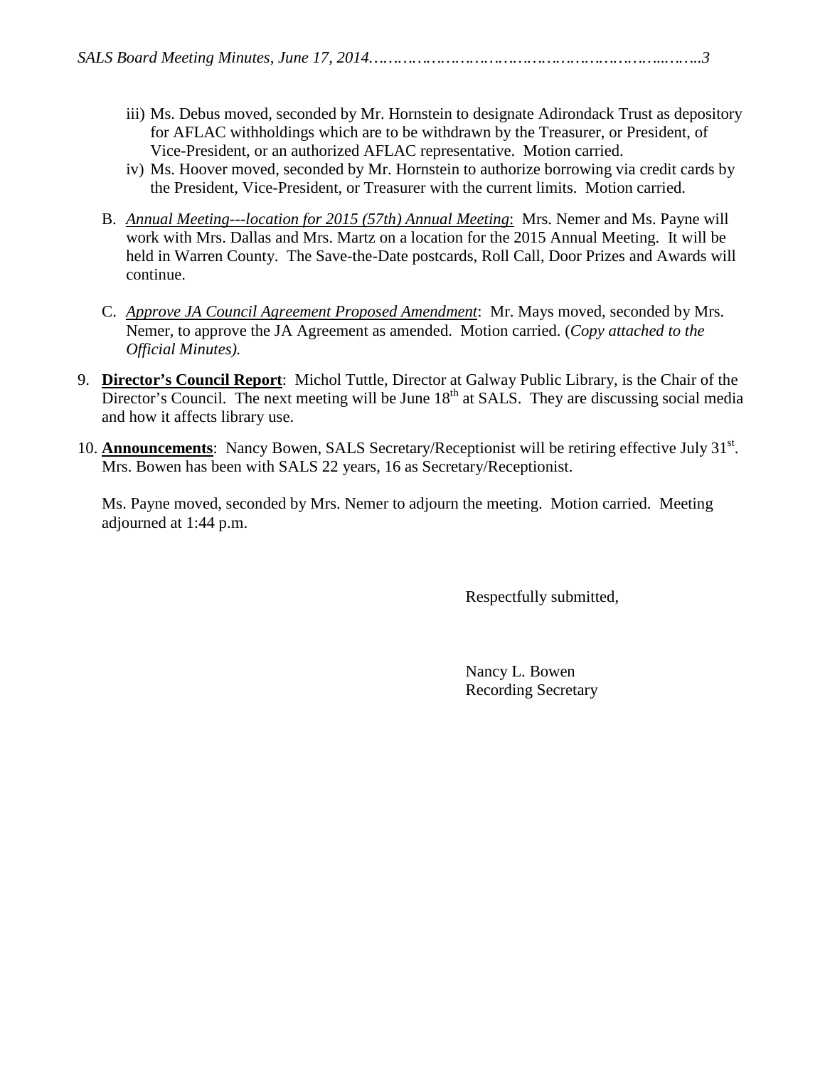iii) Ms. Debus moved, seconded by Mr. Hornstein to designate Adirondack Trust as depository for AFLAC withholdings which are to be withdrawn by the Treasurer, or President, of Vice-President, or an authorized AFLAC representative. Motion carried.

iv) Ms. Hoover moved, seconded by Mr. Hornstein to authorize borrowing via credit cards by the President, Vice-President, or Treasurer with the current limits. Motion carried.

B. *Annual Meeting---location for 2015 (57th) Annual Meeting*: Mrs. Nemer and Ms. Payne will work with Mrs. Dallas and Mrs. Martz on a location for the 2015 Annual Meeting. It will be held in Warren County. The Save-the-Date postcards, Roll Call, Door Prizes and Awards will continue.

C. *Approve JA Council Agreement Proposed Amendment*: Mr. Mays moved, seconded by Mrs. Nemer, to approve the JA Agreement as amended. Motion carried. (*Copy attached to the Official Minutes).*

9. **Director's Council Report**: Michol Tuttle, Director at Galway Public Library, is the Chair of the Director's Council. The next meeting will be June 18th at SALS. They are discussing social media and how it affects library use.

10. **Announcements**: Nancy Bowen, SALS Secretary/Receptionist will be retiring effective July 31st. Mrs. Bowen has been with SALS 22 years, 16 as Secretary/Receptionist.

Ms. Payne moved, seconded by Mrs. Nemer to adjourn the meeting. Motion carried. Meeting adjourned at 1:44 p.m.

Respectfully submitted,

Nancy L. Bowen
Recording Secretary